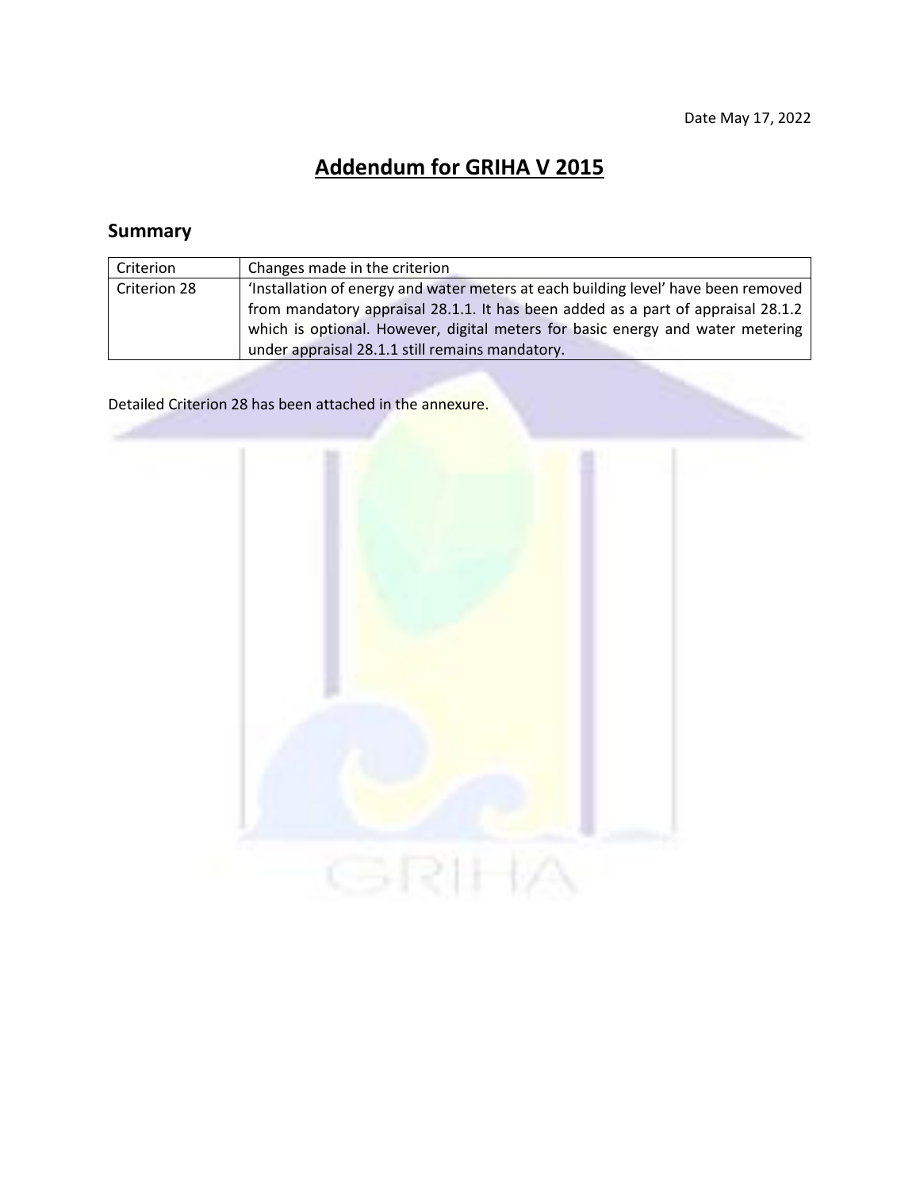Date May 17, 2022

# Addendum for GRIHA V 2015

## Summary

| Criterion | Changes made in the criterion |
|---|---|
| Criterion 28 | 'Installation of energy and water meters at each building level' have been removed from mandatory appraisal 28.1.1. It has been added as a part of appraisal 28.1.2 which is optional. However, digital meters for basic energy and water metering under appraisal 28.1.1 still remains mandatory. |

Detailed Criterion 28 has been attached in the annexure.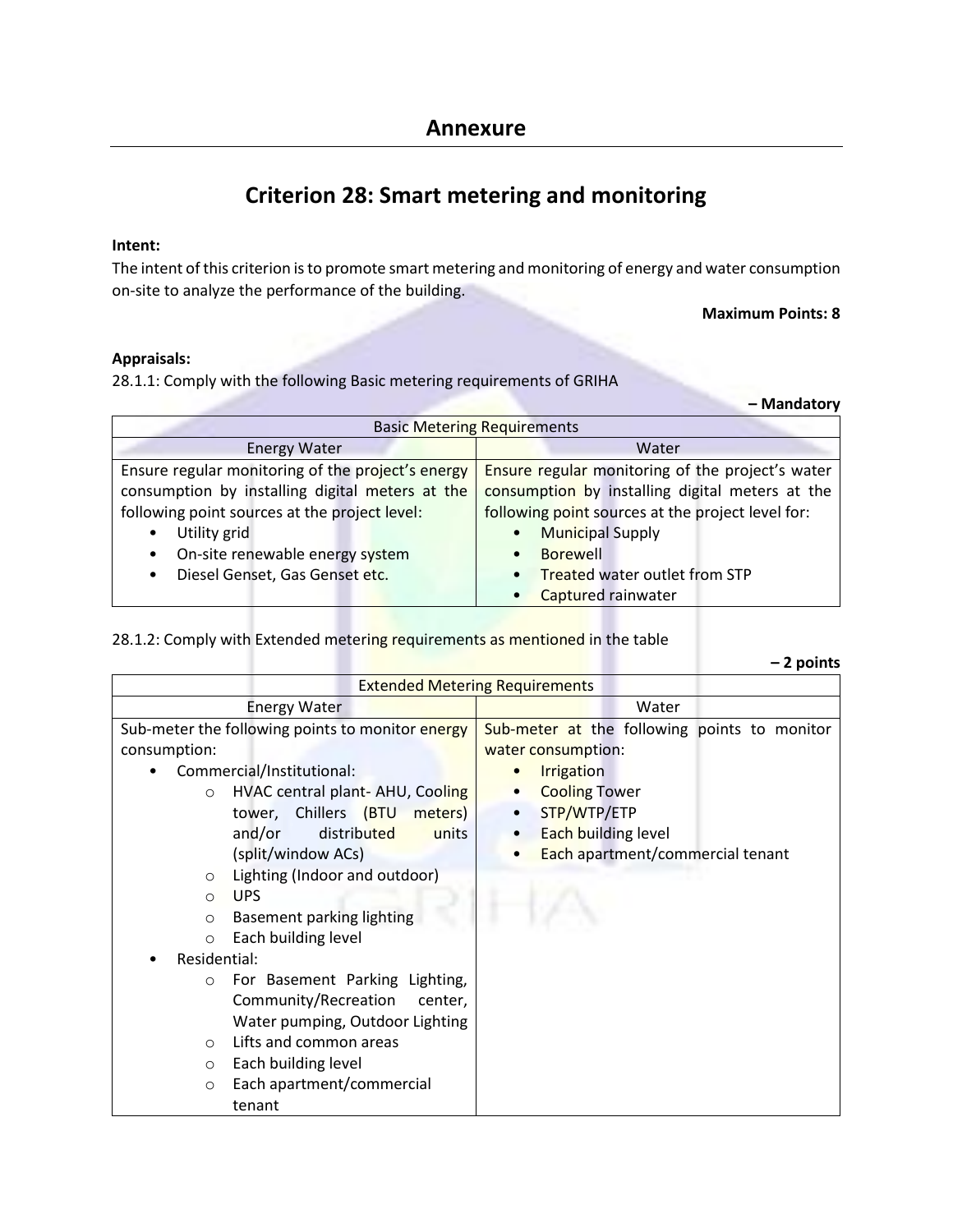## Annexure

# Criterion 28: Smart metering and monitoring

**Intent:**

The intent of this criterion is to promote smart metering and monitoring of energy and water consumption on-site to analyze the performance of the building.

**Maximum Points: 8**

**Appraisals:**

28.1.1: Comply with the following Basic metering requirements of GRIHA

**– Mandatory**

| Basic Metering Requirements | |
|---|---|
| Energy Water | Water |
| Ensure regular monitoring of the project's energy consumption by installing digital meters at the following point sources at the project level:<br>• Utility grid<br>• On-site renewable energy system<br>• Diesel Genset, Gas Genset etc. | Ensure regular monitoring of the project's water consumption by installing digital meters at the following point sources at the project level for:<br>• Municipal Supply<br>• Borewell<br>• Treated water outlet from STP<br>• Captured rainwater |

28.1.2: Comply with Extended metering requirements as mentioned in the table

**– 2 points**

| Extended Metering Requirements | |
|---|---|
| Energy Water | Water |
| Sub-meter the following points to monitor energy consumption:<br>• Commercial/Institutional:<br>  ○ HVAC central plant- AHU, Cooling tower, Chillers (BTU meters) and/or distributed units (split/window ACs)<br>  ○ Lighting (Indoor and outdoor)<br>  ○ UPS<br>  ○ Basement parking lighting<br>  ○ Each building level<br>• Residential:<br>  ○ For Basement Parking Lighting, Community/Recreation center, Water pumping, Outdoor Lighting<br>  ○ Lifts and common areas<br>  ○ Each building level<br>  ○ Each apartment/commercial tenant | Sub-meter at the following points to monitor water consumption:<br>• Irrigation<br>• Cooling Tower<br>• STP/WTP/ETP<br>• Each building level<br>• Each apartment/commercial tenant |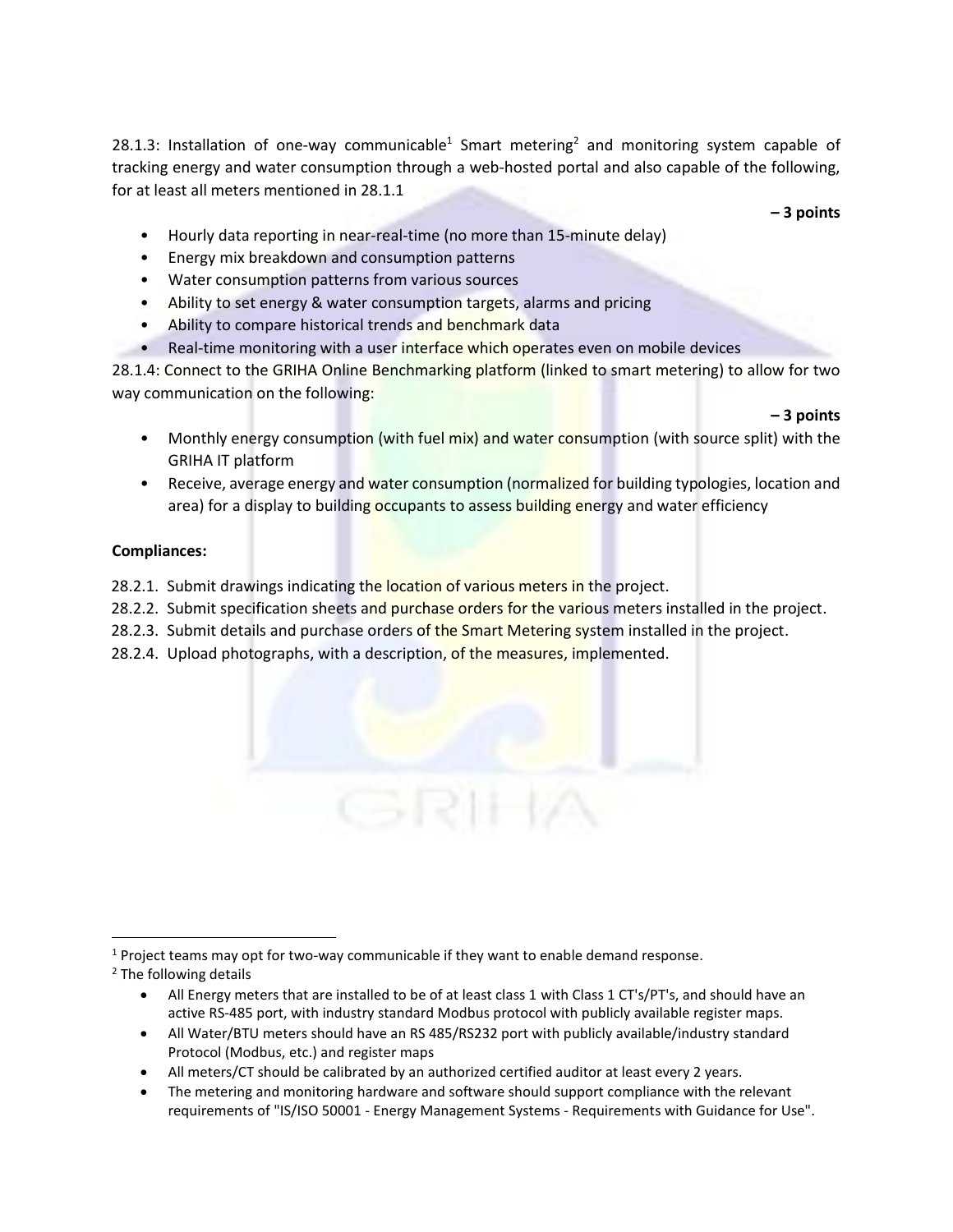28.1.3: Installation of one-way communicable[1] Smart metering[2] and monitoring system capable of tracking energy and water consumption through a web-hosted portal and also capable of the following, for at least all meters mentioned in 28.1.1

**– 3 points**

- Hourly data reporting in near-real-time (no more than 15-minute delay)
- Energy mix breakdown and consumption patterns
- Water consumption patterns from various sources
- Ability to set energy & water consumption targets, alarms and pricing
- Ability to compare historical trends and benchmark data
- Real-time monitoring with a user interface which operates even on mobile devices

28.1.4: Connect to the GRIHA Online Benchmarking platform (linked to smart metering) to allow for two way communication on the following:

**– 3 points**

- Monthly energy consumption (with fuel mix) and water consumption (with source split) with the GRIHA IT platform
- Receive, average energy and water consumption (normalized for building typologies, location and area) for a display to building occupants to assess building energy and water efficiency

**Compliances:**

28.2.1. Submit drawings indicating the location of various meters in the project.
28.2.2. Submit specification sheets and purchase orders for the various meters installed in the project.
28.2.3. Submit details and purchase orders of the Smart Metering system installed in the project.
28.2.4. Upload photographs, with a description, of the measures, implemented.

---

[1] Project teams may opt for two-way communicable if they want to enable demand response.

[2] The following details

- All Energy meters that are installed to be of at least class 1 with Class 1 CT's/PT's, and should have an active RS-485 port, with industry standard Modbus protocol with publicly available register maps.
- All Water/BTU meters should have an RS 485/RS232 port with publicly available/industry standard Protocol (Modbus, etc.) and register maps
- All meters/CT should be calibrated by an authorized certified auditor at least every 2 years.
- The metering and monitoring hardware and software should support compliance with the relevant requirements of "IS/ISO 50001 - Energy Management Systems - Requirements with Guidance for Use".